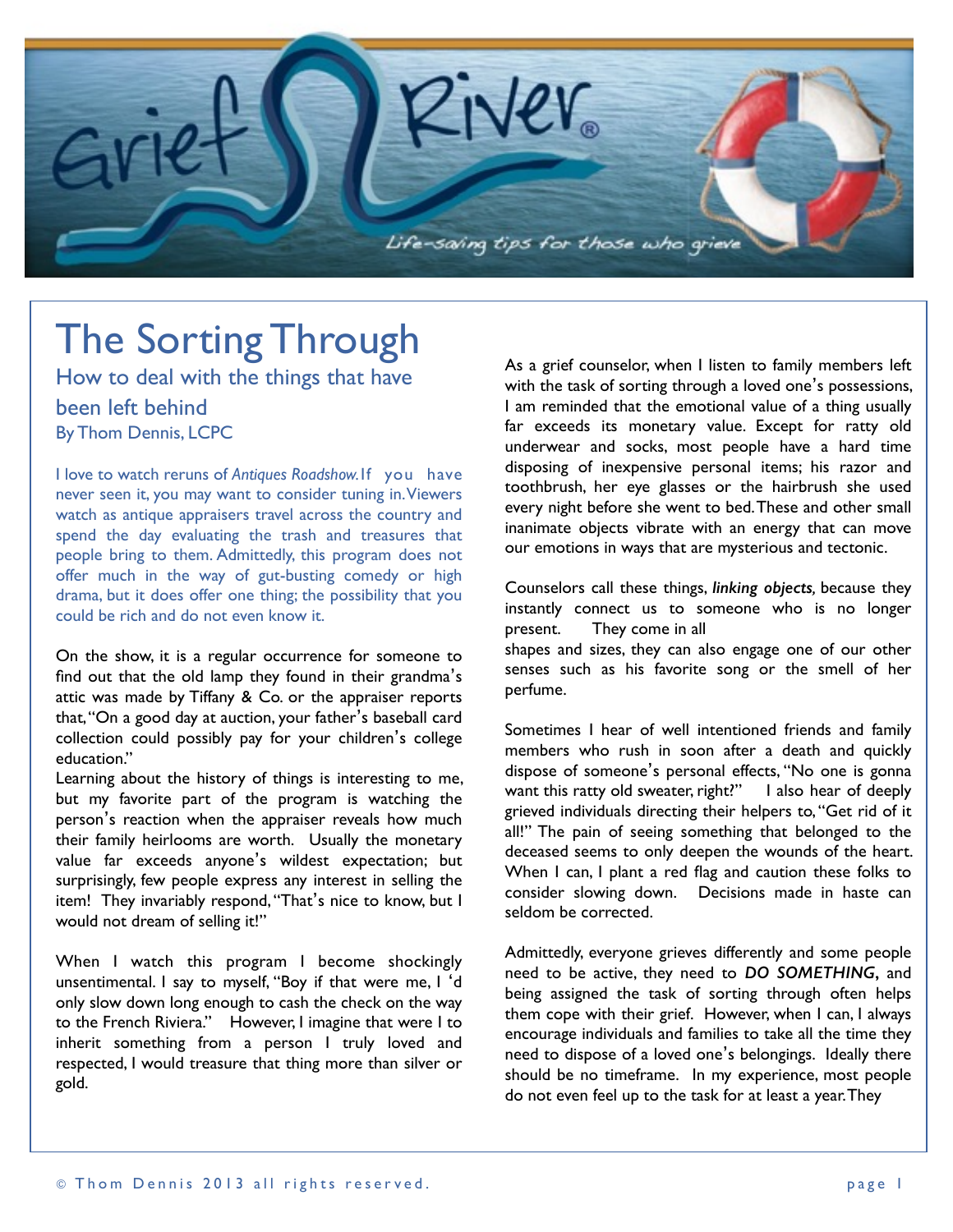Grief River®

Life-saving tips for those who grieve

# The Sorting Through

## How to deal with the things that have been left behind

By Thom Dennis, LCPC

I love to watch reruns of *Antiques Roadshow.* If you have never seen it, you may want to consider tuning in. Viewers watch as antique appraisers travel across the country and spend the day evaluating the trash and treasures that people bring to them. Admittedly, this program does not offer much in the way of gut-busting comedy or high drama, but it does offer one thing; the possibility that you could be rich and do not even know it.

On the show, it is a regular occurrence for someone to find out that the old lamp they found in their grandma's attic was made by Tiffany & Co. or the appraiser reports that, "On a good day at auction, your father's baseball card collection could possibly pay for your children's college education."

Learning about the history of things is interesting to me, but my favorite part of the program is watching the person's reaction when the appraiser reveals how much their family heirlooms are worth. Usually the monetary value far exceeds anyone's wildest expectation; but surprisingly, few people express any interest in selling the item! They invariably respond, "That's nice to know, but I would not dream of selling it!"

When I watch this program I become shockingly unsentimental. I say to myself, "Boy if that were me, I 'd only slow down long enough to cash the check on the way to the French Riviera." However, I imagine that were I to inherit something from a person I truly loved and respected, I would treasure that thing more than silver or gold.

As a grief counselor, when I listen to family members left with the task of sorting through a loved one's possessions, I am reminded that the emotional value of a thing usually far exceeds its monetary value. Except for ratty old underwear and socks, most people have a hard time disposing of inexpensive personal items; his razor and toothbrush, her eye glasses or the hairbrush she used every night before she went to bed. These and other small inanimate objects vibrate with an energy that can move our emotions in ways that are mysterious and tectonic.

Counselors call these things, ***linking objects,*** because they instantly connect us to someone who is no longer present. They come in all shapes and sizes, they can also engage one of our other senses such as his favorite song or the smell of her perfume.

Sometimes I hear of well intentioned friends and family members who rush in soon after a death and quickly dispose of someone's personal effects, "No one is gonna want this ratty old sweater, right?" I also hear of deeply grieved individuals directing their helpers to, "Get rid of it all!" The pain of seeing something that belonged to the deceased seems to only deepen the wounds of the heart. When I can, I plant a red flag and caution these folks to consider slowing down. Decisions made in haste can seldom be corrected.

Admittedly, everyone grieves differently and some people need to be active, they need to ***DO SOMETHING***, and being assigned the task of sorting through often helps them cope with their grief. However, when I can, I always encourage individuals and families to take all the time they need to dispose of a loved one's belongings. Ideally there should be no timeframe. In my experience, most people do not even feel up to the task for at least a year. They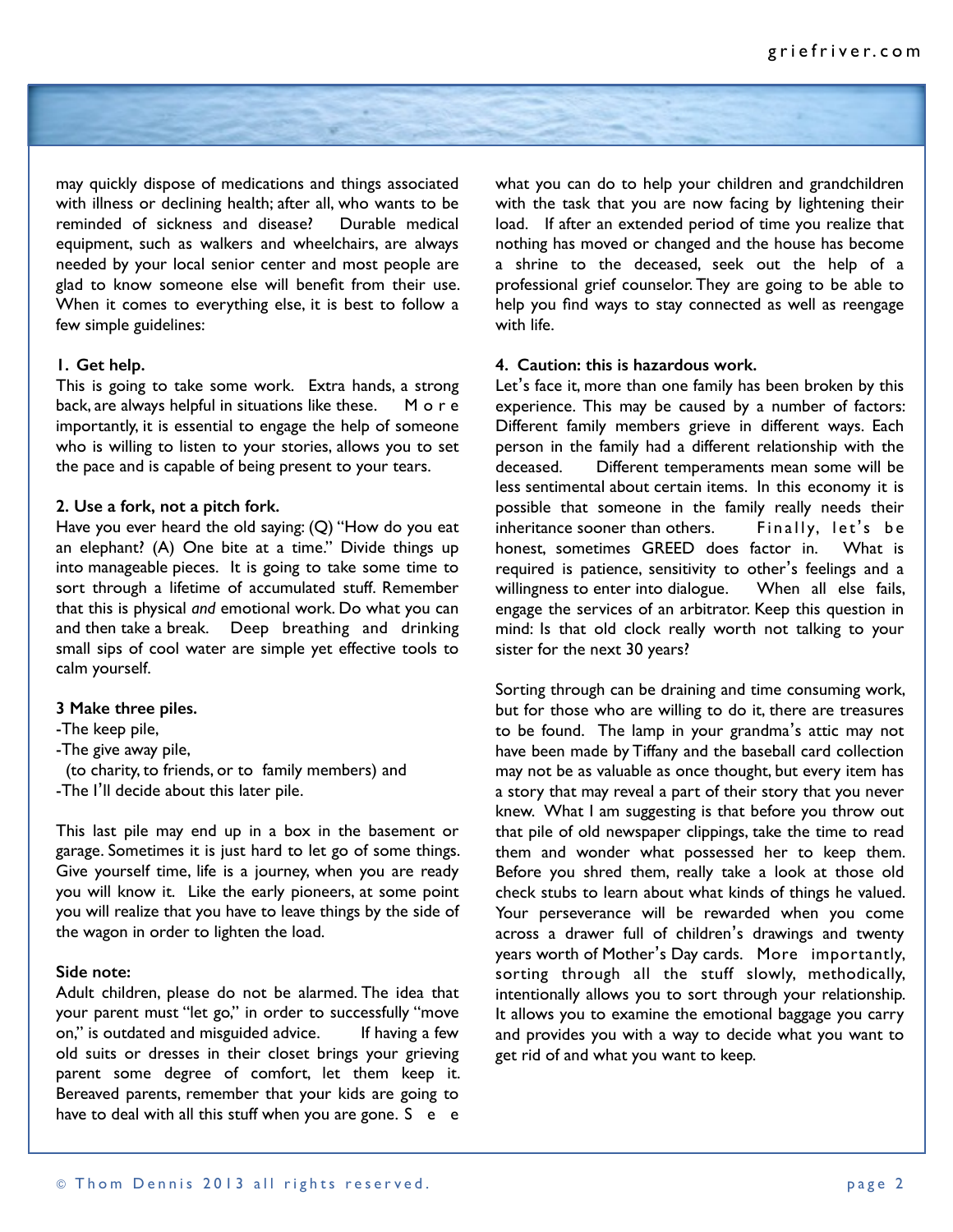may quickly dispose of medications and things associated with illness or declining health; after all, who wants to be reminded of sickness and disease? Durable medical equipment, such as walkers and wheelchairs, are always needed by your local senior center and most people are glad to know someone else will benefit from their use. When it comes to everything else, it is best to follow a few simple guidelines:

**1. Get help.**

This is going to take some work. Extra hands, a strong back, are always helpful in situations like these. More importantly, it is essential to engage the help of someone who is willing to listen to your stories, allows you to set the pace and is capable of being present to your tears.

**2. Use a fork, not a pitch fork.**

Have you ever heard the old saying: (Q) "How do you eat an elephant? (A) One bite at a time." Divide things up into manageable pieces. It is going to take some time to sort through a lifetime of accumulated stuff. Remember that this is physical *and* emotional work. Do what you can and then take a break. Deep breathing and drinking small sips of cool water are simple yet effective tools to calm yourself.

**3 Make three piles.**

-The keep pile,
-The give away pile,
(to charity, to friends, or to family members) and
-The I'll decide about this later pile.

This last pile may end up in a box in the basement or garage. Sometimes it is just hard to let go of some things. Give yourself time, life is a journey, when you are ready you will know it. Like the early pioneers, at some point you will realize that you have to leave things by the side of the wagon in order to lighten the load.

**Side note:**

Adult children, please do not be alarmed. The idea that your parent must "let go," in order to successfully "move on," is outdated and misguided advice. If having a few old suits or dresses in their closet brings your grieving parent some degree of comfort, let them keep it. Bereaved parents, remember that your kids are going to have to deal with all this stuff when you are gone. See what you can do to help your children and grandchildren with the task that you are now facing by lightening their load. If after an extended period of time you realize that nothing has moved or changed and the house has become a shrine to the deceased, seek out the help of a professional grief counselor. They are going to be able to help you find ways to stay connected as well as reengage with life.

**4. Caution: this is hazardous work.**

Let's face it, more than one family has been broken by this experience. This may be caused by a number of factors: Different family members grieve in different ways. Each person in the family had a different relationship with the deceased. Different temperaments mean some will be less sentimental about certain items. In this economy it is possible that someone in the family really needs their inheritance sooner than others. Finally, let's be honest, sometimes GREED does factor in. What is required is patience, sensitivity to other's feelings and a willingness to enter into dialogue. When all else fails, engage the services of an arbitrator. Keep this question in mind: Is that old clock really worth not talking to your sister for the next 30 years?

Sorting through can be draining and time consuming work, but for those who are willing to do it, there are treasures to be found. The lamp in your grandma's attic may not have been made by Tiffany and the baseball card collection may not be as valuable as once thought, but every item has a story that may reveal a part of their story that you never knew. What I am suggesting is that before you throw out that pile of old newspaper clippings, take the time to read them and wonder what possessed her to keep them. Before you shred them, really take a look at those old check stubs to learn about what kinds of things he valued. Your perseverance will be rewarded when you come across a drawer full of children's drawings and twenty years worth of Mother's Day cards. More importantly, sorting through all the stuff slowly, methodically, intentionally allows you to sort through your relationship. It allows you to examine the emotional baggage you carry and provides you with a way to decide what you want to get rid of and what you want to keep.

© Thom Dennis 2013 all rights reserved.